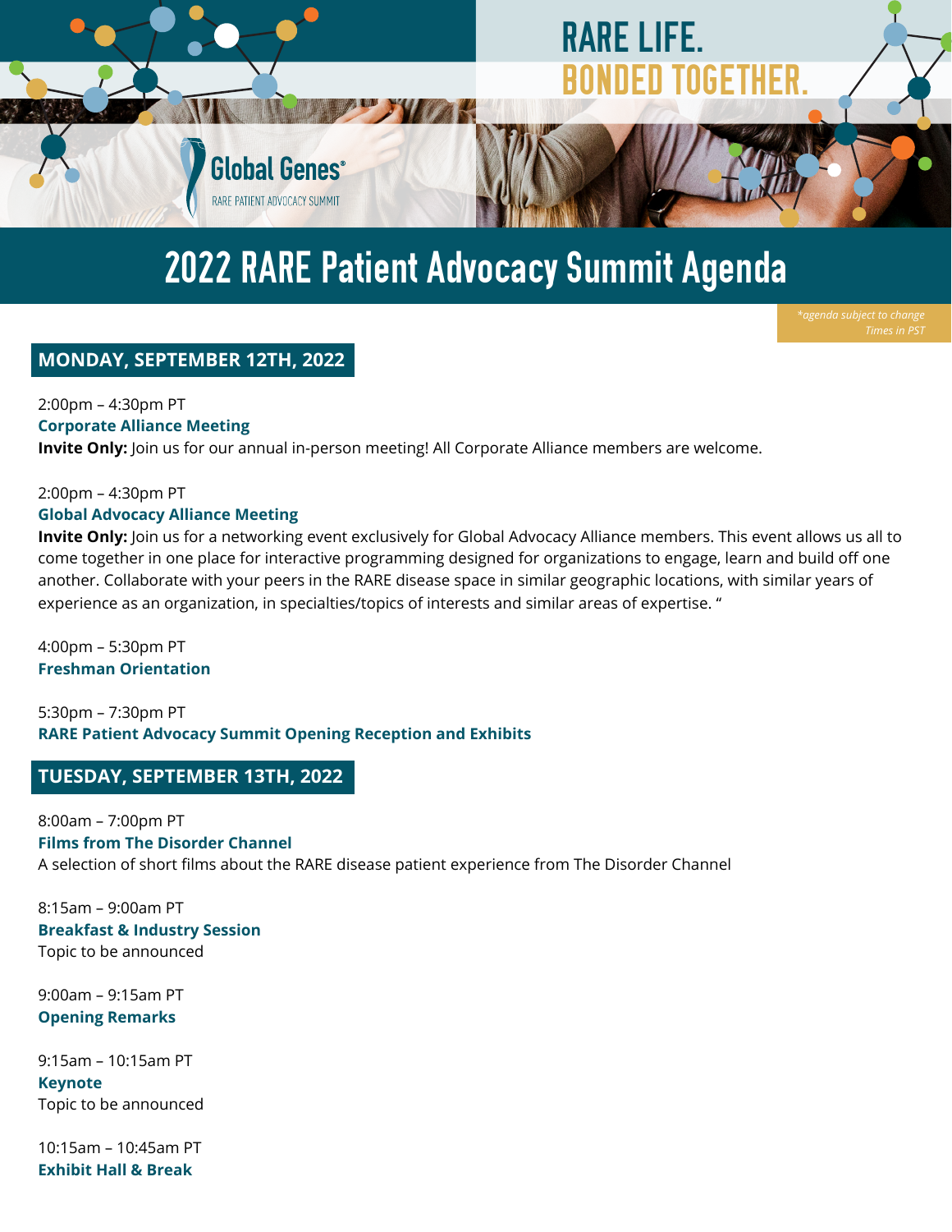RARE LIFE.
BONDED TOGETHER.

Global Genes®
RARE PATIENT ADVOCACY SUMMIT

# 2022 RARE Patient Advocacy Summit Agenda

*\*agenda subject to change*
*Times in PST*

## MONDAY, SEPTEMBER 12TH, 2022

2:00pm – 4:30pm PT
**Corporate Alliance Meeting**
**Invite Only:** Join us for our annual in-person meeting! All Corporate Alliance members are welcome.

2:00pm – 4:30pm PT
**Global Advocacy Alliance Meeting**
**Invite Only:** Join us for a networking event exclusively for Global Advocacy Alliance members. This event allows us all to come together in one place for interactive programming designed for organizations to engage, learn and build off one another. Collaborate with your peers in the RARE disease space in similar geographic locations, with similar years of experience as an organization, in specialties/topics of interests and similar areas of expertise. "

4:00pm – 5:30pm PT
**Freshman Orientation**

5:30pm – 7:30pm PT
**RARE Patient Advocacy Summit Opening Reception and Exhibits**

## TUESDAY, SEPTEMBER 13TH, 2022

8:00am – 7:00pm PT
**Films from The Disorder Channel**
A selection of short films about the RARE disease patient experience from The Disorder Channel

8:15am – 9:00am PT
**Breakfast & Industry Session**
Topic to be announced

9:00am – 9:15am PT
**Opening Remarks**

9:15am – 10:15am PT
**Keynote**
Topic to be announced

10:15am – 10:45am PT
**Exhibit Hall & Break**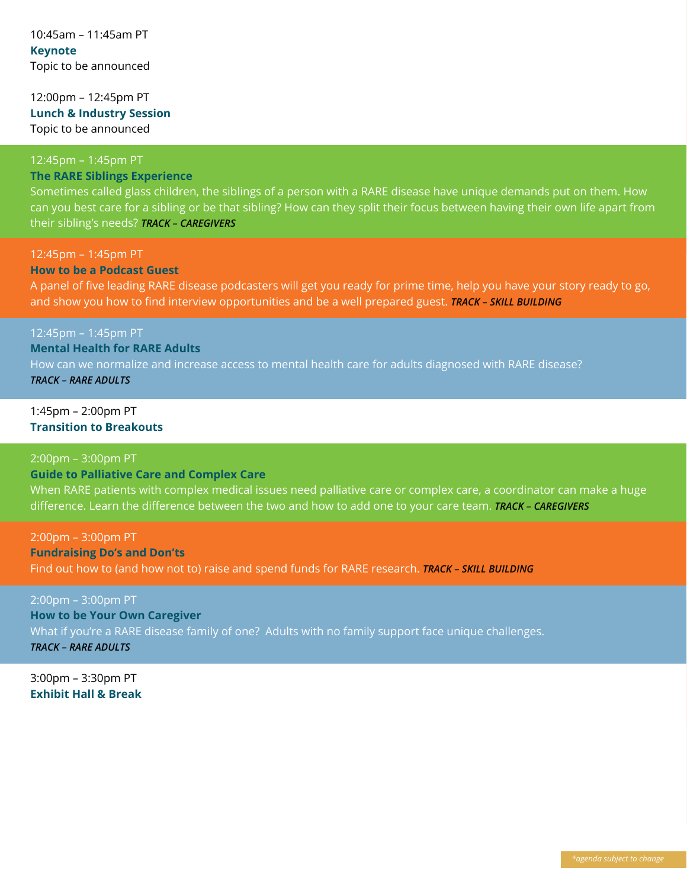10:45am – 11:45am PT
**Keynote**
Topic to be announced

12:00pm – 12:45pm PT
**Lunch & Industry Session**
Topic to be announced

12:45pm – 1:45pm PT
**The RARE Siblings Experience**
Sometimes called glass children, the siblings of a person with a RARE disease have unique demands put on them. How can you best care for a sibling or be that sibling? How can they split their focus between having their own life apart from their sibling's needs? ***TRACK – CAREGIVERS***

12:45pm – 1:45pm PT
**How to be a Podcast Guest**
A panel of five leading RARE disease podcasters will get you ready for prime time, help you have your story ready to go, and show you how to find interview opportunities and be a well prepared guest. ***TRACK – SKILL BUILDING***

12:45pm – 1:45pm PT
**Mental Health for RARE Adults**
How can we normalize and increase access to mental health care for adults diagnosed with RARE disease?
***TRACK – RARE ADULTS***

1:45pm – 2:00pm PT
**Transition to Breakouts**

2:00pm – 3:00pm PT
**Guide to Palliative Care and Complex Care**
When RARE patients with complex medical issues need palliative care or complex care, a coordinator can make a huge difference. Learn the difference between the two and how to add one to your care team. ***TRACK – CAREGIVERS***

2:00pm – 3:00pm PT
**Fundraising Do's and Don'ts**
Find out how to (and how not to) raise and spend funds for RARE research. ***TRACK – SKILL BUILDING***

2:00pm – 3:00pm PT
**How to be Your Own Caregiver**
What if you're a RARE disease family of one? Adults with no family support face unique challenges.
***TRACK – RARE ADULTS***

3:00pm – 3:30pm PT
**Exhibit Hall & Break**

*\*agenda subject to change*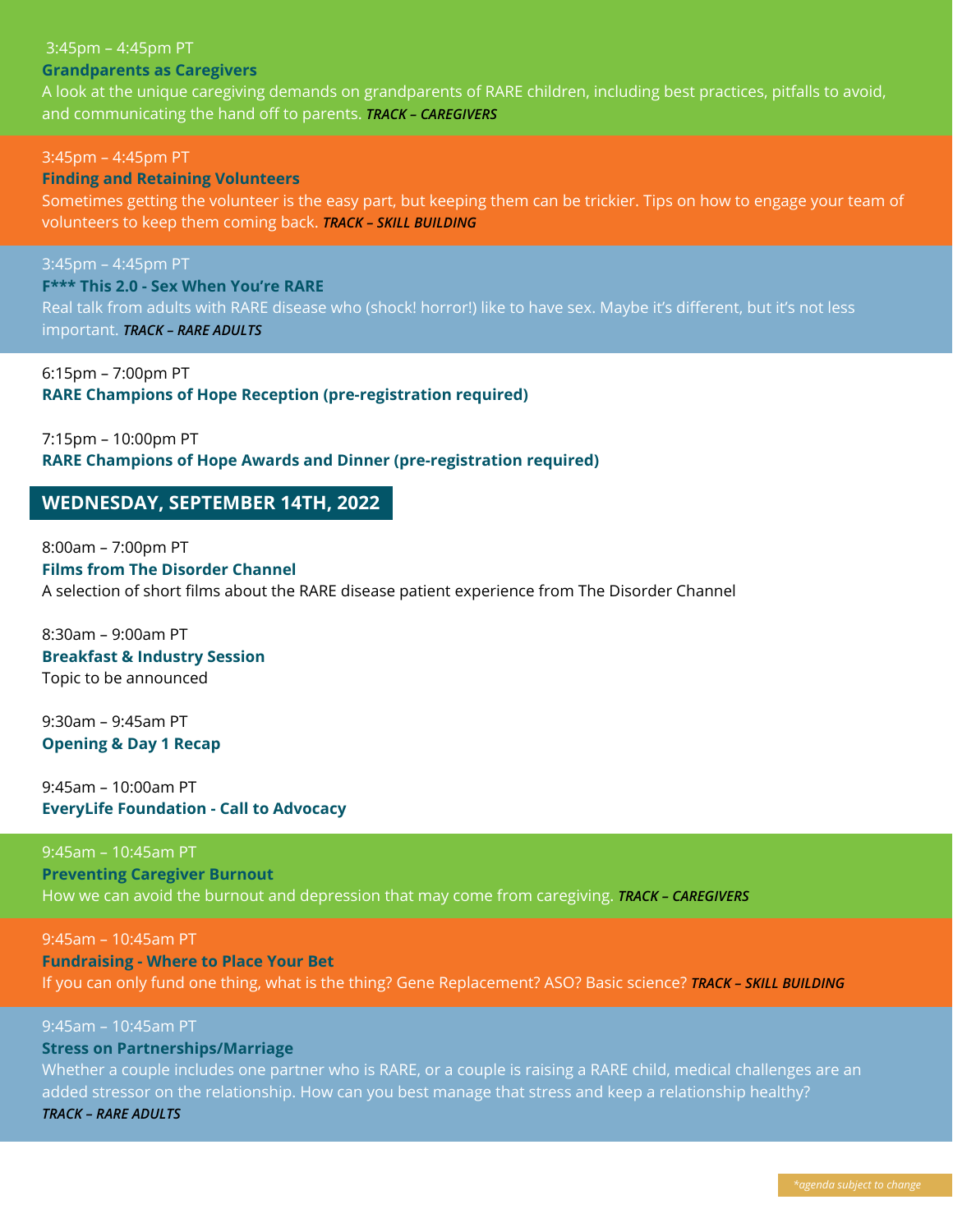3:45pm – 4:45pm PT
**Grandparents as Caregivers**
A look at the unique caregiving demands on grandparents of RARE children, including best practices, pitfalls to avoid, and communicating the hand off to parents. ***TRACK – CAREGIVERS***

3:45pm – 4:45pm PT
**Finding and Retaining Volunteers**
Sometimes getting the volunteer is the easy part, but keeping them can be trickier. Tips on how to engage your team of volunteers to keep them coming back. ***TRACK – SKILL BUILDING***

3:45pm – 4:45pm PT
**F*** This 2.0 - Sex When You're RARE**
Real talk from adults with RARE disease who (shock! horror!) like to have sex. Maybe it's different, but it's not less important. ***TRACK – RARE ADULTS***

6:15pm – 7:00pm PT
**RARE Champions of Hope Reception (pre-registration required)**

7:15pm – 10:00pm PT
**RARE Champions of Hope Awards and Dinner (pre-registration required)**

## WEDNESDAY, SEPTEMBER 14TH, 2022

8:00am – 7:00pm PT
**Films from The Disorder Channel**
A selection of short films about the RARE disease patient experience from The Disorder Channel

8:30am – 9:00am PT
**Breakfast & Industry Session**
Topic to be announced

9:30am – 9:45am PT
**Opening & Day 1 Recap**

9:45am – 10:00am PT
**EveryLife Foundation - Call to Advocacy**

9:45am – 10:45am PT
**Preventing Caregiver Burnout**
How we can avoid the burnout and depression that may come from caregiving. ***TRACK – CAREGIVERS***

9:45am – 10:45am PT
**Fundraising - Where to Place Your Bet**
If you can only fund one thing, what is the thing? Gene Replacement? ASO? Basic science? ***TRACK – SKILL BUILDING***

9:45am – 10:45am PT
**Stress on Partnerships/Marriage**
Whether a couple includes one partner who is RARE, or a couple is raising a RARE child, medical challenges are an added stressor on the relationship. How can you best manage that stress and keep a relationship healthy? ***TRACK – RARE ADULTS***

*\*agenda subject to change*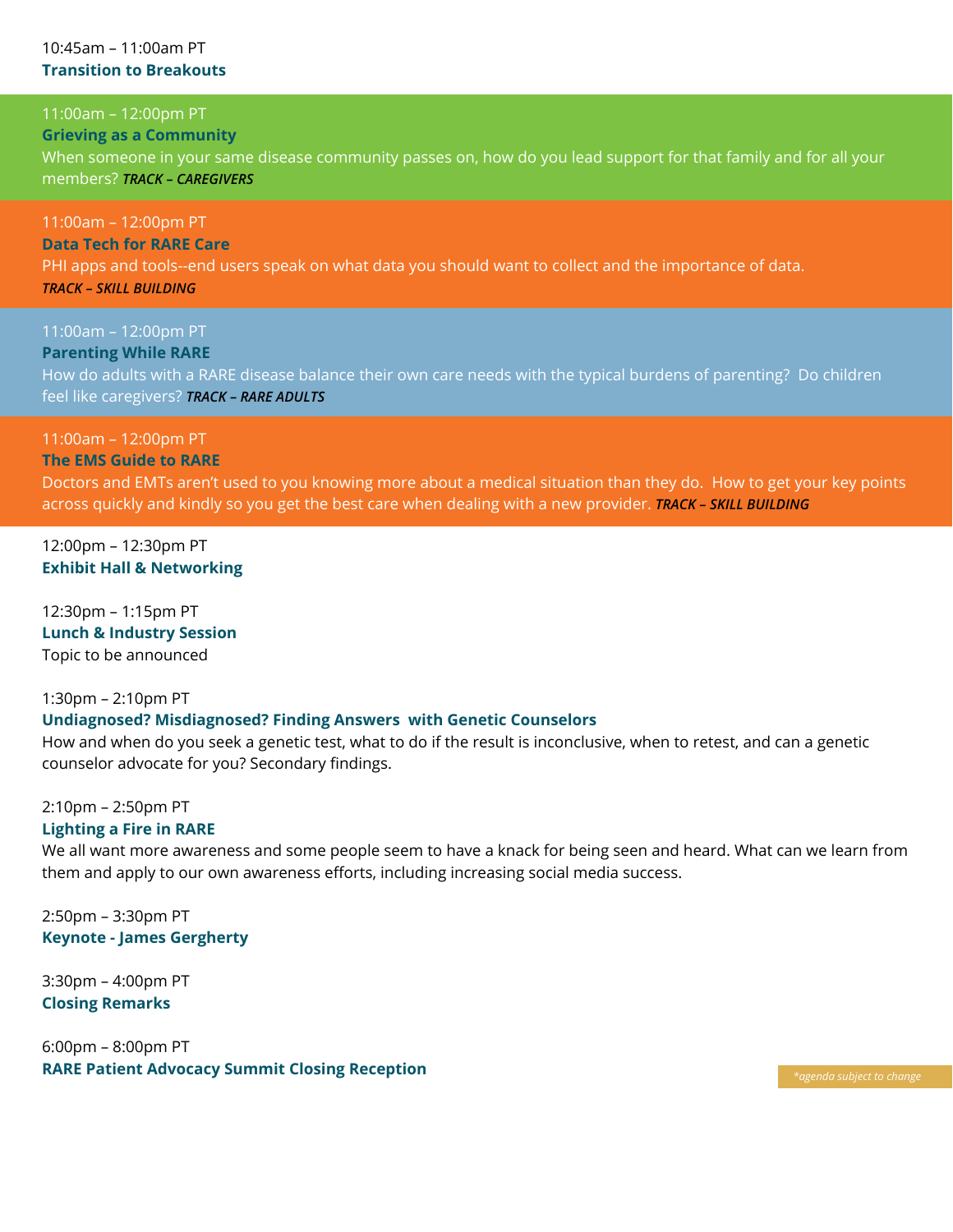10:45am – 11:00am PT
**Transition to Breakouts**

11:00am – 12:00pm PT
**Grieving as a Community**
When someone in your same disease community passes on, how do you lead support for that family and for all your members? ***TRACK – CAREGIVERS***

11:00am – 12:00pm PT
**Data Tech for RARE Care**
PHI apps and tools--end users speak on what data you should want to collect and the importance of data.
***TRACK – SKILL BUILDING***

11:00am – 12:00pm PT
**Parenting While RARE**
How do adults with a RARE disease balance their own care needs with the typical burdens of parenting? Do children feel like caregivers? ***TRACK – RARE ADULTS***

11:00am – 12:00pm PT
**The EMS Guide to RARE**
Doctors and EMTs aren't used to you knowing more about a medical situation than they do. How to get your key points across quickly and kindly so you get the best care when dealing with a new provider. ***TRACK – SKILL BUILDING***

12:00pm – 12:30pm PT
**Exhibit Hall & Networking**

12:30pm – 1:15pm PT
**Lunch & Industry Session**
Topic to be announced

1:30pm – 2:10pm PT
**Undiagnosed? Misdiagnosed? Finding Answers with Genetic Counselors**
How and when do you seek a genetic test, what to do if the result is inconclusive, when to retest, and can a genetic counselor advocate for you? Secondary findings.

2:10pm – 2:50pm PT
**Lighting a Fire in RARE**
We all want more awareness and some people seem to have a knack for being seen and heard. What can we learn from them and apply to our own awareness efforts, including increasing social media success.

2:50pm – 3:30pm PT
**Keynote - James Gergherty**

3:30pm – 4:00pm PT
**Closing Remarks**

6:00pm – 8:00pm PT
**RARE Patient Advocacy Summit Closing Reception**

*\*agenda subject to change*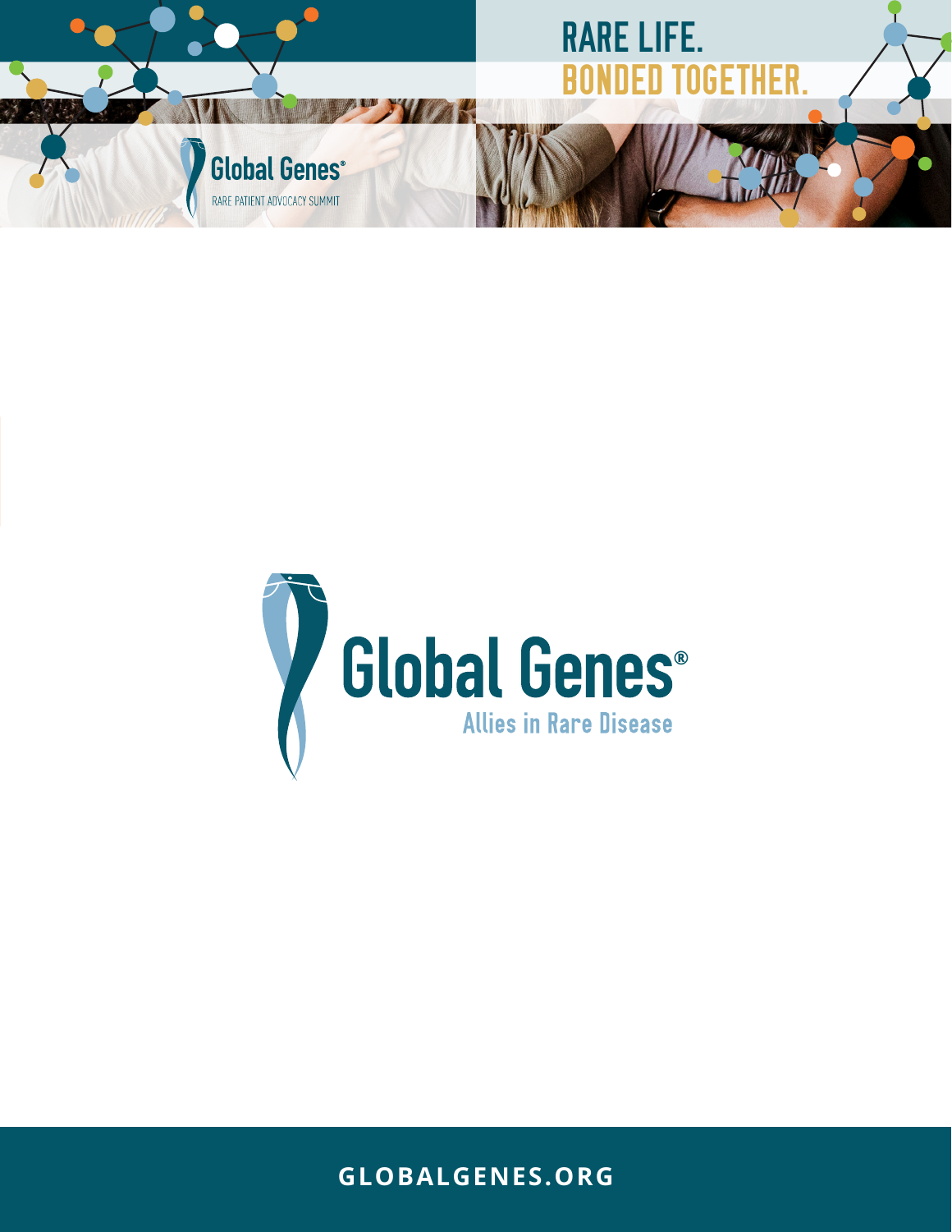RARE LIFE.
BONDED TOGETHER.

Global Genes®
RARE PATIENT ADVOCACY SUMMIT

Global Genes®
Allies in Rare Disease

GLOBALGENES.ORG